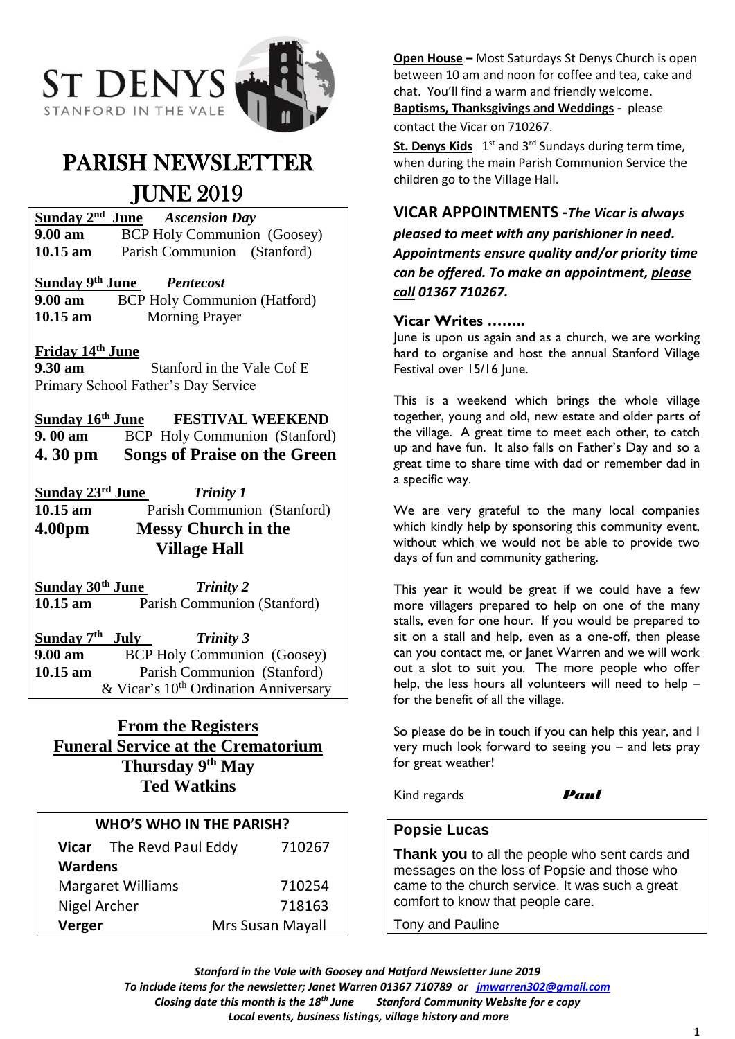# ST DENYS

STANFORD IN THE VALE

# PARISH NEWSLETTER

# JUNE 2019

**Sunday 2nd June** *Ascension Day*
**9.00 am** BCP Holy Communion (Goosey)
**10.15 am** Parish Communion (Stanford)

**Sunday 9th June** *Pentecost*
**9.00 am** BCP Holy Communion (Hatford)
**10.15 am** Morning Prayer

**Friday 14th June**
**9.30 am** Stanford in the Vale Cof E Primary School Father's Day Service

**Sunday 16th June** **FESTIVAL WEEKEND**
**9. 00 am** BCP Holy Communion (Stanford)
**4. 30 pm** **Songs of Praise on the Green**

**Sunday 23rd June** *Trinity 1*
**10.15 am** Parish Communion (Stanford)
**4.00pm** **Messy Church in the Village Hall**

**Sunday 30th June** *Trinity 2*
**10.15 am** Parish Communion (Stanford)

**Sunday 7th July** *Trinity 3*
**9.00 am** BCP Holy Communion (Goosey)
**10.15 am** Parish Communion (Stanford)
& Vicar's 10th Ordination Anniversary

## From the Registers

### Funeral Service at the Crematorium

**Thursday 9th May**
**Ted Watkins**

| WHO'S WHO IN THE PARISH? | | |
|---|---|---|
| **Vicar** | The Revd Paul Eddy | 710267 |
| **Wardens** | | |
| Margaret Williams | | 710254 |
| Nigel Archer | | 718163 |
| **Verger** | | Mrs Susan Mayall |

**Open House –** Most Saturdays St Denys Church is open between 10 am and noon for coffee and tea, cake and chat. You'll find a warm and friendly welcome.

**Baptisms, Thanksgivings and Weddings -** please contact the Vicar on 710267.

**St. Denys Kids** 1st and 3rd Sundays during term time, when during the main Parish Communion Service the children go to the Village Hall.

## VICAR APPOINTMENTS -*The Vicar is always pleased to meet with any parishioner in need. Appointments ensure quality and/or priority time can be offered. To make an appointment, please call 01367 710267.*

### Vicar Writes ……..

June is upon us again and as a church, we are working hard to organise and host the annual Stanford Village Festival over 15/16 June.

This is a weekend which brings the whole village together, young and old, new estate and older parts of the village. A great time to meet each other, to catch up and have fun. It also falls on Father's Day and so a great time to share time with dad or remember dad in a specific way.

We are very grateful to the many local companies which kindly help by sponsoring this community event, without which we would not be able to provide two days of fun and community gathering.

This year it would be great if we could have a few more villagers prepared to help on one of the many stalls, even for one hour. If you would be prepared to sit on a stall and help, even as a one-off, then please can you contact me, or Janet Warren and we will work out a slot to suit you. The more people who offer help, the less hours all volunteers will need to help – for the benefit of all the village.

So please do be in touch if you can help this year, and I very much look forward to seeing you – and lets pray for great weather!

Kind regards *Paul*

### Popsie Lucas

**Thank you** to all the people who sent cards and messages on the loss of Popsie and those who came to the church service. It was such a great comfort to know that people care.

Tony and Pauline

*Stanford in the Vale with Goosey and Hatford Newsletter June 2019*
*To include items for the newsletter; Janet Warren 01367 710789 or jmwarren302@gmail.com*
*Closing date this month is the 18th June Stanford Community Website for e copy*
*Local events, business listings, village history and more*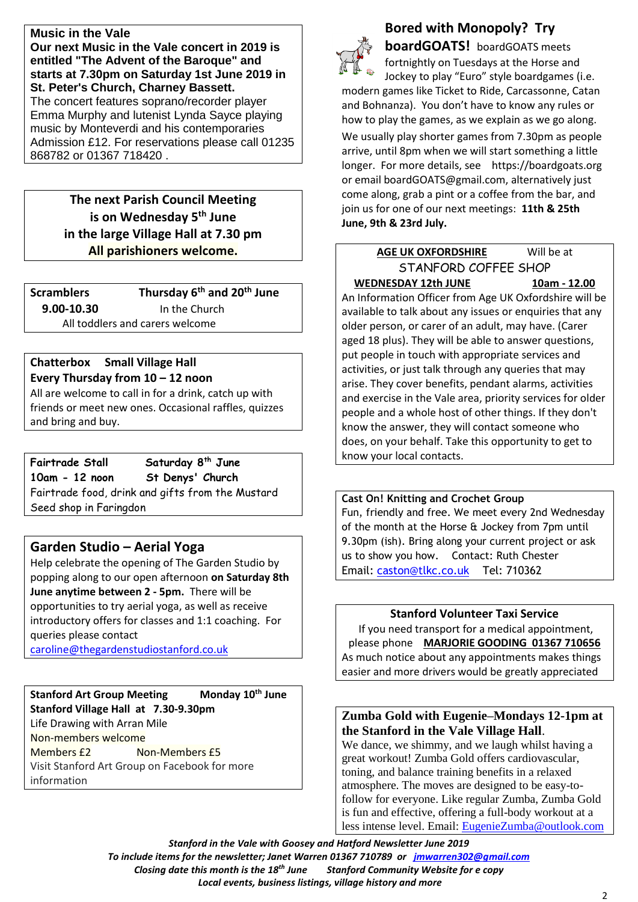## Music in the Vale

**Our next Music in the Vale concert in 2019 is entitled "The Advent of the Baroque" and starts at 7.30pm on Saturday 1st June 2019 in St. Peter's Church, Charney Bassett.**
The concert features soprano/recorder player Emma Murphy and lutenist Lynda Sayce playing music by Monteverdi and his contemporaries
Admission £12. For reservations please call 01235 868782 or 01367 718420 .

**The next Parish Council Meeting is on Wednesday 5th June in the large Village Hall at 7.30 pm**
**All parishioners welcome.**

**Scramblers** — **Thursday 6th and 20th June**
**9.00-10.30** — In the Church
All toddlers and carers welcome

**Chatterbox Small Village Hall**
**Every Thursday from 10 – 12 noon**
All are welcome to call in for a drink, catch up with friends or meet new ones. Occasional raffles, quizzes and bring and buy.

**Fairtrade Stall** — **Saturday 8th June**
**10am - 12 noon** — **St Denys' Church**
Fairtrade food, drink and gifts from the Mustard Seed shop in Faringdon

## Garden Studio – Aerial Yoga

Help celebrate the opening of The Garden Studio by popping along to our open afternoon **on Saturday 8th June anytime between 2 - 5pm.** There will be opportunities to try aerial yoga, as well as receive introductory offers for classes and 1:1 coaching. For queries please contact
caroline@thegardenstudiostanford.co.uk

**Stanford Art Group Meeting** — **Monday 10th June**
**Stanford Village Hall at 7.30-9.30pm**
Life Drawing with Arran Mile
Non-members welcome
Members £2 — Non-Members £5
Visit Stanford Art Group on Facebook for more information

## Bored with Monopoly? Try boardGOATS!

boardGOATS meets fortnightly on Tuesdays at the Horse and Jockey to play "Euro" style boardgames (i.e. modern games like Ticket to Ride, Carcassonne, Catan and Bohnanza). You don't have to know any rules or how to play the games, as we explain as we go along.
We usually play shorter games from 7.30pm as people arrive, until 8pm when we will start something a little longer. For more details, see https://boardgoats.org or email boardGOATS@gmail.com, alternatively just come along, grab a pint or a coffee from the bar, and join us for one of our next meetings: **11th & 25th June, 9th & 23rd July.**

**AGE UK OXFORDSHIRE** Will be at
STANFORD COFFEE SHOP
**WEDNESDAY 12th JUNE** — **10am - 12.00**
An Information Officer from Age UK Oxfordshire will be available to talk about any issues or enquiries that any older person, or carer of an adult, may have. (Carer aged 18 plus). They will be able to answer questions, put people in touch with appropriate services and activities, or just talk through any queries that may arise. They cover benefits, pendant alarms, activities and exercise in the Vale area, priority services for older people and a whole host of other things. If they don't know the answer, they will contact someone who does, on your behalf. Take this opportunity to get to know your local contacts.

**Cast On! Knitting and Crochet Group**
Fun, friendly and free. We meet every 2nd Wednesday of the month at the Horse & Jockey from 7pm until 9.30pm (ish). Bring along your current project or ask us to show you how. Contact: Ruth Chester
Email: caston@tlkc.co.uk Tel: 710362

**Stanford Volunteer Taxi Service**
If you need transport for a medical appointment, please phone **MARJORIE GOODING 01367 710656**
As much notice about any appointments makes things easier and more drivers would be greatly appreciated

**Zumba Gold with Eugenie–Mondays 12-1pm at the Stanford in the Vale Village Hall.**
We dance, we shimmy, and we laugh whilst having a great workout! Zumba Gold offers cardiovascular, toning, and balance training benefits in a relaxed atmosphere. The moves are designed to be easy-to-follow for everyone. Like regular Zumba, Zumba Gold is fun and effective, offering a full-body workout at a less intense level. Email: EugenieZumba@outlook.com

***Stanford in the Vale with Goosey and Hatford Newsletter June 2019***
***To include items for the newsletter; Janet Warren 01367 710789 or jmwarren302@gmail.com***
***Closing date this month is the 18th June Stanford Community Website for e copy***
***Local events, business listings, village history and more***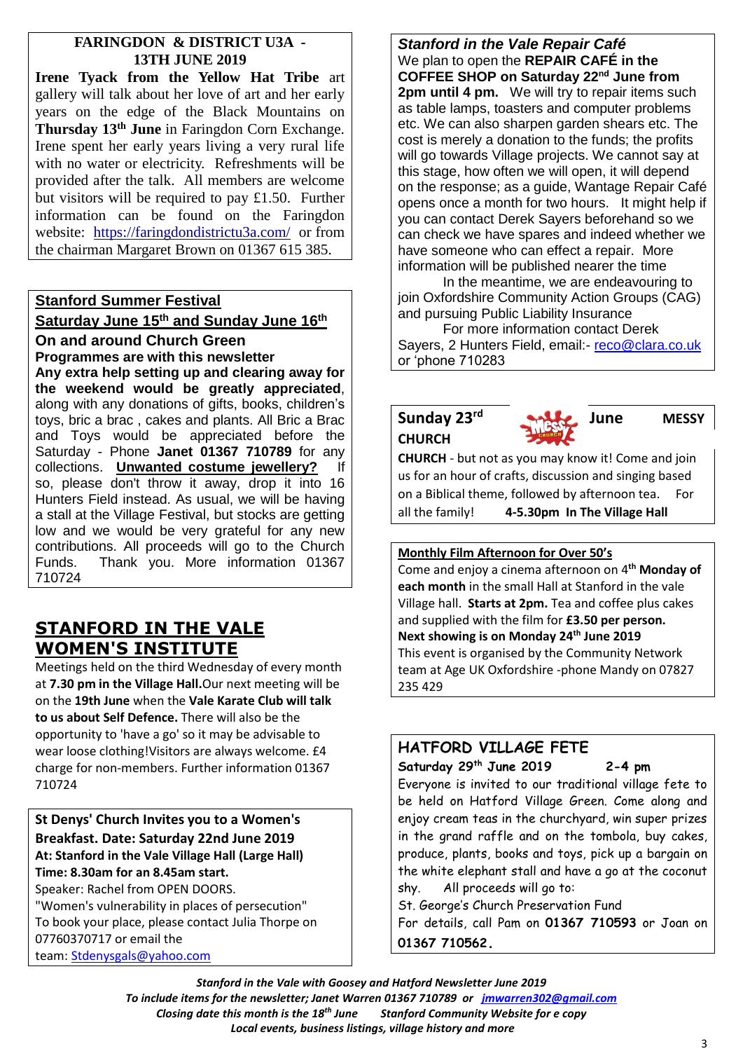## FARINGDON & DISTRICT U3A - 13TH JUNE 2019

**Irene Tyack from the Yellow Hat Tribe** art gallery will talk about her love of art and her early years on the edge of the Black Mountains on **Thursday 13th June** in Faringdon Corn Exchange. Irene spent her early years living a very rural life with no water or electricity. Refreshments will be provided after the talk. All members are welcome but visitors will be required to pay £1.50. Further information can be found on the Faringdon website: https://faringdondistrictu3a.com/ or from the chairman Margaret Brown on 01367 615 385.

## Stanford Summer Festival

### Saturday June 15th and Sunday June 16th

**On and around Church Green**

**Programmes are with this newsletter**

**Any extra help setting up and clearing away for the weekend would be greatly appreciated**, along with any donations of gifts, books, children's toys, bric a brac , cakes and plants. All Bric a Brac and Toys would be appreciated before the Saturday - Phone **Janet 01367 710789** for any collections. **Unwanted costume jewellery?** If so, please don't throw it away, drop it into 16 Hunters Field instead. As usual, we will be having a stall at the Village Festival, but stocks are getting low and we would be very grateful for any new contributions. All proceeds will go to the Church Funds. Thank you. More information 01367 710724

## STANFORD IN THE VALE WOMEN'S INSTITUTE

Meetings held on the third Wednesday of every month at **7.30 pm in the Village Hall.** Our next meeting will be on the **19th June** when the **Vale Karate Club will talk to us about Self Defence.** There will also be the opportunity to 'have a go' so it may be advisable to wear loose clothing! Visitors are always welcome. £4 charge for non-members. Further information 01367 710724

**St Denys' Church Invites you to a Women's Breakfast. Date: Saturday 22nd June 2019**

**At: Stanford in the Vale Village Hall (Large Hall)**

**Time: 8.30am for an 8.45am start.**

Speaker: Rachel from OPEN DOORS.

"Women's vulnerability in places of persecution"

To book your place, please contact Julia Thorpe on 07760370717 or email the team: Stdenysgals@yahoo.com

## *Stanford in the Vale Repair Café*

We plan to open the **REPAIR CAFÉ in the COFFEE SHOP on Saturday 22nd June from 2pm until 4 pm.** We will try to repair items such as table lamps, toasters and computer problems etc. We can also sharpen garden shears etc. The cost is merely a donation to the funds; the profits will go towards Village projects. We cannot say at this stage, how often we will open, it will depend on the response; as a guide, Wantage Repair Café opens once a month for two hours. It might help if you can contact Derek Sayers beforehand so we can check we have spares and indeed whether we have someone who can effect a repair. More information will be published nearer the time

In the meantime, we are endeavouring to join Oxfordshire Community Action Groups (CAG) and pursuing Public Liability Insurance

For more information contact Derek Sayers, 2 Hunters Field, email:- reco@clara.co.uk or 'phone 710283

## Sunday 23rd June MESSY CHURCH

**CHURCH** - but not as you may know it! Come and join us for an hour of crafts, discussion and singing based on a Biblical theme, followed by afternoon tea. For all the family! **4-5.30pm In The Village Hall**

## Monthly Film Afternoon for Over 50's

Come and enjoy a cinema afternoon on 4th **Monday of each month** in the small Hall at Stanford in the vale Village hall. **Starts at 2pm.** Tea and coffee plus cakes and supplied with the film for **£3.50 per person.**

**Next showing is on Monday 24th June 2019**

This event is organised by the Community Network team at Age UK Oxfordshire -phone Mandy on 07827 235 429

## HATFORD VILLAGE FETE

**Saturday 29th June 2019 2-4 pm**

Everyone is invited to our traditional village fete to be held on Hatford Village Green. Come along and enjoy cream teas in the churchyard, win super prizes in the grand raffle and on the tombola, buy cakes, produce, plants, books and toys, pick up a bargain on the white elephant stall and have a go at the coconut shy. All proceeds will go to:

St. George's Church Preservation Fund

For details, call Pam on **01367 710593** or Joan on **01367 710562.**

***Stanford in the Vale with Goosey and Hatford Newsletter June 2019***

***To include items for the newsletter; Janet Warren 01367 710789 or jmwarren302@gmail.com***

***Closing date this month is the 18th June Stanford Community Website for e copy***

***Local events, business listings, village history and more***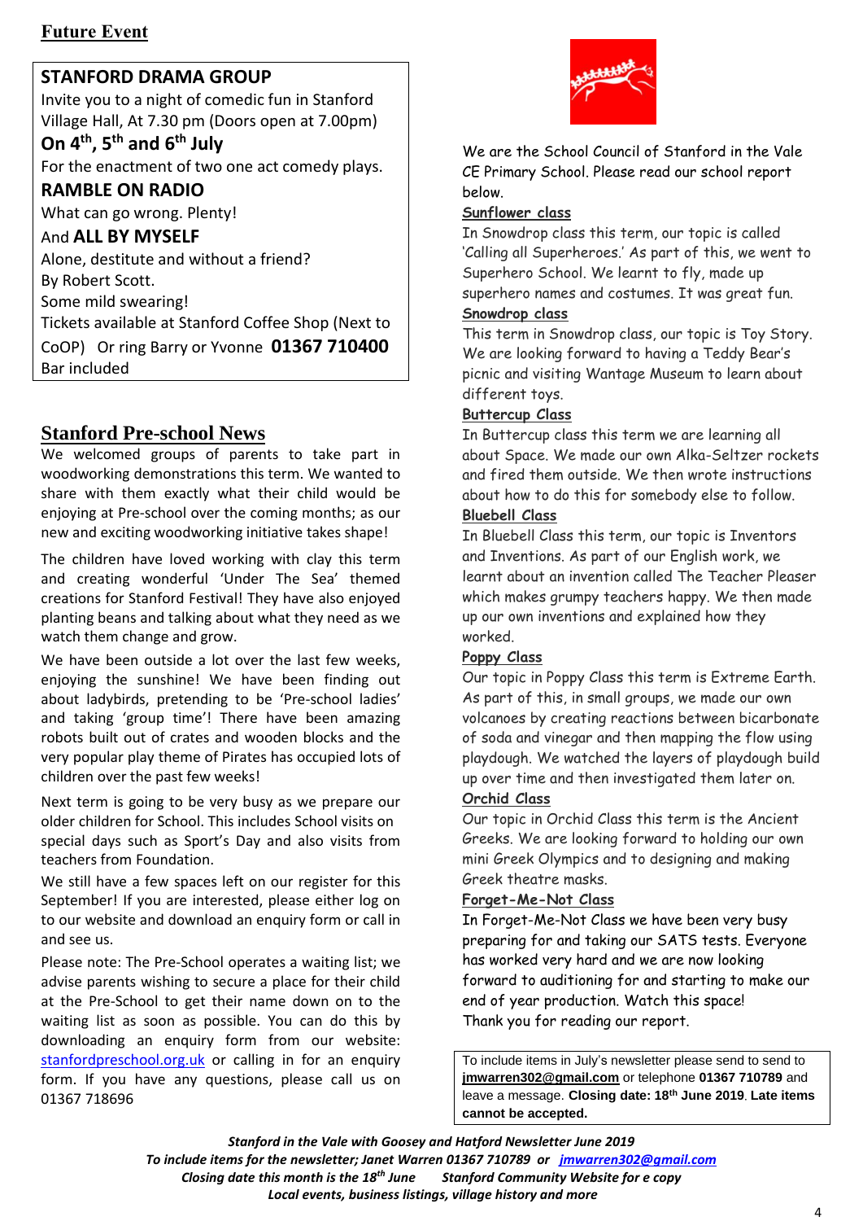## Future Event

**STANFORD DRAMA GROUP**

Invite you to a night of comedic fun in Stanford Village Hall, At 7.30 pm (Doors open at 7.00pm)

**On 4th, 5th and 6th July**

For the enactment of two one act comedy plays.

**RAMBLE ON RADIO**

What can go wrong. Plenty!

And **ALL BY MYSELF**

Alone, destitute and without a friend?

By Robert Scott.

Some mild swearing!

Tickets available at Stanford Coffee Shop (Next to CoOP) Or ring Barry or Yvonne **01367 710400**

Bar included

## Stanford Pre-school News

We welcomed groups of parents to take part in woodworking demonstrations this term. We wanted to share with them exactly what their child would be enjoying at Pre-school over the coming months; as our new and exciting woodworking initiative takes shape!

The children have loved working with clay this term and creating wonderful 'Under The Sea' themed creations for Stanford Festival! They have also enjoyed planting beans and talking about what they need as we watch them change and grow.

We have been outside a lot over the last few weeks, enjoying the sunshine! We have been finding out about ladybirds, pretending to be 'Pre-school ladies' and taking 'group time'! There have been amazing robots built out of crates and wooden blocks and the very popular play theme of Pirates has occupied lots of children over the past few weeks!

Next term is going to be very busy as we prepare our older children for School. This includes School visits on special days such as Sport's Day and also visits from teachers from Foundation.

We still have a few spaces left on our register for this September! If you are interested, please either log on to our website and download an enquiry form or call in and see us.

Please note: The Pre-School operates a waiting list; we advise parents wishing to secure a place for their child at the Pre-School to get their name down on to the waiting list as soon as possible. You can do this by downloading an enquiry form from our website: stanfordpreschool.org.uk or calling in for an enquiry form. If you have any questions, please call us on 01367 718696

We are the School Council of Stanford in the Vale CE Primary School. Please read our school report below.

**Sunflower class**

In Snowdrop class this term, our topic is called 'Calling all Superheroes.' As part of this, we went to Superhero School. We learnt to fly, made up superhero names and costumes. It was great fun.

**Snowdrop class**

This term in Snowdrop class, our topic is Toy Story. We are looking forward to having a Teddy Bear's picnic and visiting Wantage Museum to learn about different toys.

**Buttercup Class**

In Buttercup class this term we are learning all about Space. We made our own Alka-Seltzer rockets and fired them outside. We then wrote instructions about how to do this for somebody else to follow.

**Bluebell Class**

In Bluebell Class this term, our topic is Inventors and Inventions. As part of our English work, we learnt about an invention called The Teacher Pleaser which makes grumpy teachers happy. We then made up our own inventions and explained how they worked.

**Poppy Class**

Our topic in Poppy Class this term is Extreme Earth. As part of this, in small groups, we made our own volcanoes by creating reactions between bicarbonate of soda and vinegar and then mapping the flow using playdough. We watched the layers of playdough build up over time and then investigated them later on.

**Orchid Class**

Our topic in Orchid Class this term is the Ancient Greeks. We are looking forward to holding our own mini Greek Olympics and to designing and making Greek theatre masks.

**Forget-Me-Not Class**

In Forget-Me-Not Class we have been very busy preparing for and taking our SATS tests. Everyone has worked very hard and we are now looking forward to auditioning for and starting to make our end of year production. Watch this space!

Thank you for reading our report.

To include items in July's newsletter please send to send to **jmwarren302@gmail.com** or telephone **01367 710789** and leave a message. **Closing date: 18th June 2019**. **Late items cannot be accepted.**

***Stanford in the Vale with Goosey and Hatford Newsletter June 2019***
***To include items for the newsletter; Janet Warren 01367 710789 or jmwarren302@gmail.com***
***Closing date this month is the 18th June Stanford Community Website for e copy***
***Local events, business listings, village history and more***